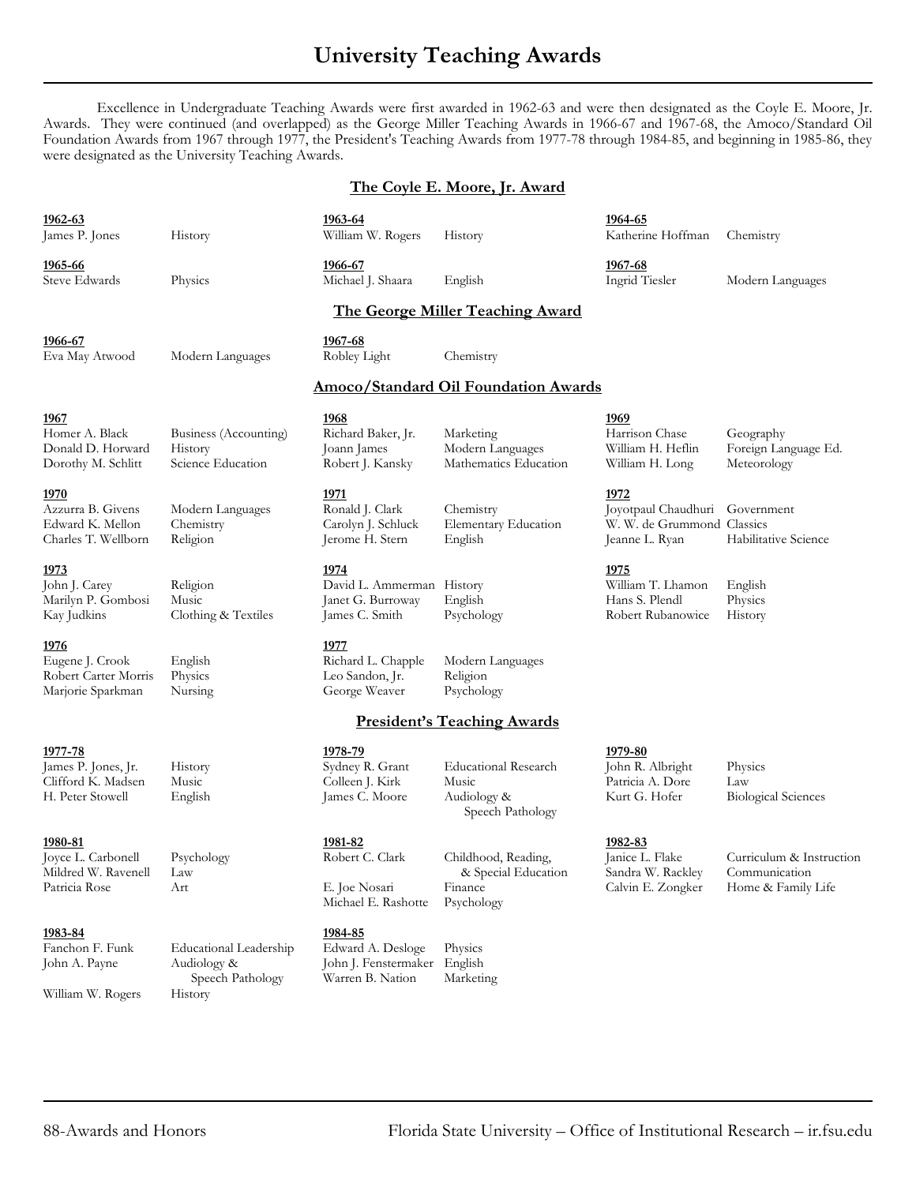# University Teaching Awards

Excellence in Undergraduate Teaching Awards were first awarded in 1962-63 and were then designated as the Coyle E. Moore, Jr. Awards. They were continued (and overlapped) as the George Miller Teaching Awards in 1966-67 and 1967-68, the Amoco/Standard Oil Foundation Awards from 1967 through 1977, the President's Teaching Awards from 1977-78 through 1984-85, and beginning in 1985-86, they were designated as the University Teaching Awards.

## The Coyle E. Moore, Jr. Award

**1962-63**
James P. Jones — History

**1963-64**
William W. Rogers — History

**1964-65**
Katherine Hoffman — Chemistry

**1965-66**
Steve Edwards — Physics

**1966-67**
Michael J. Shaara — English

**1967-68**
Ingrid Tiesler — Modern Languages

## The George Miller Teaching Award

**1966-67**
Eva May Atwood — Modern Languages

**1967-68**
Robley Light — Chemistry

## Amoco/Standard Oil Foundation Awards

**1967**
- Homer A. Black — Business (Accounting)
- Donald D. Horward — History
- Dorothy M. Schlitt — Science Education

**1968**
- Richard Baker, Jr. — Marketing
- Joann James — Modern Languages
- Robert J. Kansky — Mathematics Education

**1969**
- Harrison Chase — Geography
- William H. Heflin — Foreign Language Ed.
- William H. Long — Meteorology

**1970**
- Azzurra B. Givens — Modern Languages
- Edward K. Mellon — Chemistry
- Charles T. Wellborn — Religion

**1971**
- Ronald J. Clark — Chemistry
- Carolyn J. Schluck — Elementary Education
- Jerome H. Stern — English

**1972**
- Joyotpaul Chaudhuri — Government
- W. W. de Grummond — Classics
- Jeanne L. Ryan — Habilitative Science

**1973**
- John J. Carey — Religion
- Marilyn P. Gombosi — Music
- Kay Judkins — Clothing & Textiles

**1974**
- David L. Ammerman — History
- Janet G. Burroway — English
- James C. Smith — Psychology

**1975**
- William T. Lhamon — English
- Hans S. Plendl — Physics
- Robert Rubanowice — History

**1976**
- Eugene J. Crook — English
- Robert Carter Morris — Physics
- Marjorie Sparkman — Nursing

**1977**
- Richard L. Chapple — Modern Languages
- Leo Sandon, Jr. — Religion
- George Weaver — Psychology

## President's Teaching Awards

**1977-78**
- James P. Jones, Jr. — History
- Clifford K. Madsen — Music
- H. Peter Stowell — English

**1978-79**
- Sydney R. Grant — Educational Research
- Colleen J. Kirk — Music
- James C. Moore — Audiology & Speech Pathology

**1979-80**
- John R. Albright — Physics
- Patricia A. Dore — Law
- Kurt G. Hofer — Biological Sciences

**1980-81**
- Joyce L. Carbonell — Psychology
- Mildred W. Ravenell — Law
- Patricia Rose — Art

**1981-82**
- Robert C. Clark — Childhood, Reading, & Special Education
- E. Joe Nosari — Finance
- Michael E. Rashotte — Psychology

**1982-83**
- Janice L. Flake — Curriculum & Instruction
- Sandra W. Rackley — Communication
- Calvin E. Zongker — Home & Family Life

**1983-84**
- Fanchon F. Funk — Educational Leadership
- John A. Payne — Audiology & Speech Pathology
- William W. Rogers — History

**1984-85**
- Edward A. Desloge — Physics
- John J. Fenstermaker — English
- Warren B. Nation — Marketing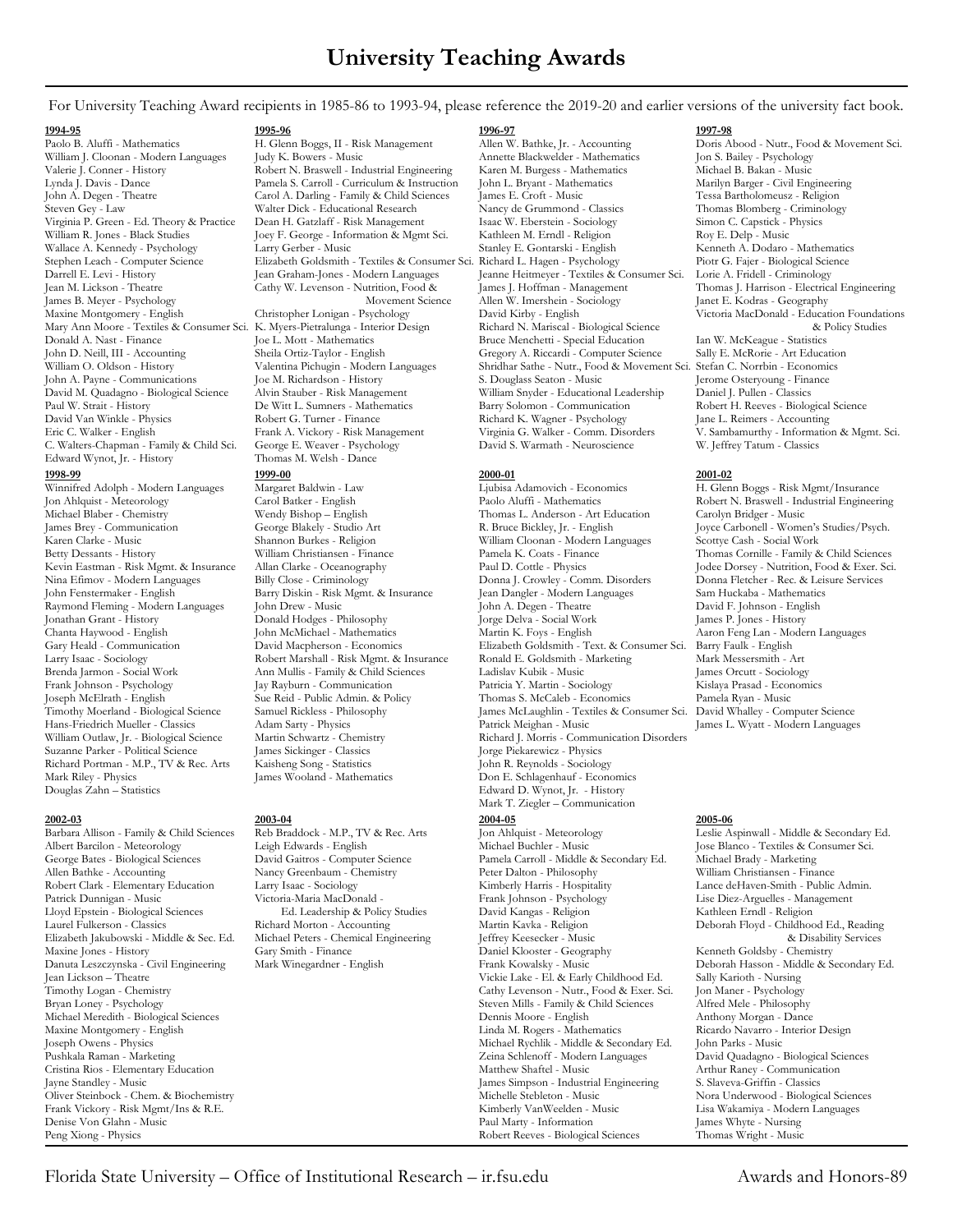# University Teaching Awards

For University Teaching Award recipients in 1985-86 to 1993-94, please reference the 2019-20 and earlier versions of the university fact book.

**1994-95**

Paolo B. Aluffi - Mathematics
William J. Cloonan - Modern Languages
Valerie J. Conner - History
Lynda J. Davis - Dance
John A. Degen - Theatre
Steven Gey - Law
Virginia P. Green - Ed. Theory & Practice
William R. Jones - Black Studies
Wallace A. Kennedy - Psychology
Stephen Leach - Computer Science
Darrell E. Levi - History
Jean M. Lickson - Theatre
James B. Meyer - Psychology
Maxine Montgomery - English
Mary Ann Moore - Textiles & Consumer Sci.
Donald A. Nast - Finance
John D. Neill, III - Accounting
William O. Oldson - History
John A. Payne - Communications
David M. Quadagno - Biological Science
Paul W. Strait - History
David Van Winkle - Physics
Eric C. Walker - English
C. Walters-Chapman - Family & Child Sci.
Edward Wynot, Jr. - History

**1995-96**

H. Glenn Boggs, II - Risk Management
Judy K. Bowers - Music
Robert N. Braswell - Industrial Engineering
Pamela S. Carroll - Curriculum & Instruction
Carol A. Darling - Family & Child Sciences
Walter Dick - Educational Research
Dean H. Gatzlaff - Risk Management
Joey F. George - Information & Mgmt Sci.
Larry Gerber - Music
Elizabeth Goldsmith - Textiles & Consumer Sci.
Jean Graham-Jones - Modern Languages
Cathy W. Levenson - Nutrition, Food & Movement Science
Christopher Lonigan - Psychology
K. Myers-Pietralunga - Interior Design
Joe L. Mott - Mathematics
Sheila Ortiz-Taylor - English
Valentina Pichugin - Modern Languages
Joe M. Richardson - History
Alvin Stauber - Risk Management
De Witt L. Sumners - Mathematics
Robert G. Turner - Finance
Frank A. Vickory - Risk Management
George E. Weaver - Psychology
Thomas M. Welsh - Dance

**1996-97**

Allen W. Bathke, Jr. - Accounting
Annette Blackwelder - Mathematics
Karen M. Burgess - Mathematics
John L. Bryant - Mathematics
James E. Croft - Music
Nancy de Grummond - Classics
Isaac W. Eberstein - Sociology
Kathleen M. Erndl - Religion
Stanley E. Gontarski - English
Richard L. Hagen - Psychology
Jeanne Heitmeyer - Textiles & Consumer Sci.
James J. Hoffman - Management
Allen W. Imershein - Sociology
David Kirby - English
Richard N. Mariscal - Biological Science
Bruce Menchetti - Special Education
Gregory A. Riccardi - Computer Science
Shridhar Sathe - Nutr., Food & Movement Sci.
S. Douglass Seaton - Music
William Snyder - Educational Leadership
Barry Solomon - Communication
Richard K. Wagner - Psychology
Virginia G. Walker - Comm. Disorders
David S. Warmath - Neuroscience

**1997-98**

Doris Abood - Nutr., Food & Movement Sci.
Jon S. Bailey - Psychology
Michael B. Bakan - Music
Marilyn Barger - Civil Engineering
Tessa Bartholomeusz - Religion
Thomas Blomberg - Criminology
Simon C. Capstick - Physics
Roy E. Delp - Music
Kenneth A. Dodaro - Mathematics
Piotr G. Fajer - Biological Science
Lorie A. Fridell - Criminology
Thomas J. Harrison - Electrical Engineering
Janet E. Kodras - Geography
Victoria MacDonald - Education Foundations & Policy Studies
Ian W. McKeague - Statistics
Sally E. McRorie - Art Education
Stefan C. Norrbin - Economics
Jerome Osteryoung - Finance
Daniel J. Pullen - Classics
Robert H. Reeves - Biological Science
Jane L. Reimers - Accounting
V. Sambamurthy - Information & Mgmt. Sci.
W. Jeffrey Tatum - Classics

**1998-99**

Winnifred Adolph - Modern Languages
Jon Ahlquist - Meteorology
Michael Blaber - Chemistry
James Brey - Communication
Karen Clarke - Music
Betty Dessants - History
Kevin Eastman - Risk Mgmt. & Insurance
Nina Efimov - Modern Languages
John Fenstermaker - English
Raymond Fleming - Modern Languages
Jonathan Grant - History
Chanta Haywood - English
Gary Heald - Communication
Larry Isaac - Sociology
Brenda Jarmon - Social Work
Frank Johnson - Psychology
Joseph McElrath - English
Timothy Moerland - Biological Science
Hans-Friedrich Mueller - Classics
William Outlaw, Jr. - Biological Science
Suzanne Parker - Political Science
Richard Portman - M.P., TV & Rec. Arts
Mark Riley - Physics
Douglas Zahn – Statistics

**1999-00**

Margaret Baldwin - Law
Carol Batker - English
Wendy Bishop – English
George Blakely - Studio Art
Shannon Burkes - Religion
William Christiansen - Finance
Allan Clarke - Oceanography
Billy Close - Criminology
Barry Diskin - Risk Mgmt. & Insurance
John Drew - Music
Donald Hodges - Philosophy
John McMichael - Mathematics
David Macpherson - Economics
Robert Marshall - Risk Mgmt. & Insurance
Ann Mullis - Family & Child Sciences
Jay Rayburn - Communication
Sue Reid - Public Admin. & Policy
Samuel Rickless - Philosophy
Adam Sarty - Physics
Martin Schwartz - Chemistry
James Sickinger - Classics
Kaisheng Song - Statistics
James Wooland - Mathematics

**2000-01**

Ljubisa Adamovich - Economics
Paolo Aluffi - Mathematics
Thomas L. Anderson - Art Education
R. Bruce Bickley, Jr. - English
William Cloonan - Modern Languages
Pamela K. Coats - Finance
Paul D. Cottle - Physics
Donna J. Crowley - Comm. Disorders
Jean Dangler - Modern Languages
John A. Degen - Theatre
Jorge Delva - Social Work
Martin K. Foys - English
Elizabeth Goldsmith - Text. & Consumer Sci.
Ronald E. Goldsmith - Marketing
Ladislav Kubik - Music
Patricia Y. Martin - Sociology
Thomas S. McCaleb - Economics
James McLaughlin - Textiles & Consumer Sci.
Patrick Meighan - Music
Richard J. Morris - Communication Disorders
Jorge Piekarewicz - Physics
John R. Reynolds - Sociology
Don E. Schlagenhauf - Economics
Edward D. Wynot, Jr. - History
Mark T. Ziegler – Communication

**2001-02**

H. Glenn Boggs - Risk Mgmt/Insurance
Robert N. Braswell - Industrial Engineering
Carolyn Bridger - Music
Joyce Carbonell - Women's Studies/Psych.
Scottye Cash - Social Work
Thomas Cornille - Family & Child Sciences
Jodee Dorsey - Nutrition, Food & Exer. Sci.
Donna Fletcher - Rec. & Leisure Services
Sam Huckaba - Mathematics
David F. Johnson - English
James P. Jones - History
Aaron Feng Lan - Modern Languages
Barry Faulk - English
Mark Messersmith - Art
James Orcutt - Sociology
Kislaya Prasad - Economics
Pamela Ryan - Music
David Whalley - Computer Science
James L. Wyatt - Modern Languages

**2002-03**

Barbara Allison - Family & Child Sciences
Albert Barcilon - Meteorology
George Bates - Biological Sciences
Allen Bathke - Accounting
Robert Clark - Elementary Education
Patrick Dunnigan - Music
Lloyd Epstein - Biological Sciences
Laurel Fulkerson - Classics
Elizabeth Jakubowski - Middle & Sec. Ed.
Maxine Jones - History
Danuta Leszczynska - Civil Engineering
Jean Lickson – Theatre
Timothy Logan - Chemistry
Bryan Loney - Psychology
Michael Meredith - Biological Sciences
Maxine Montgomery - English
Joseph Owens - Physics
Pushkala Raman - Marketing
Cristina Rios - Elementary Education
Jayne Standley - Music
Oliver Steinbock - Chem. & Biochemistry
Frank Vickory - Risk Mgmt/Ins & R.E.
Denise Von Glahn - Music
Peng Xiong - Physics

**2003-04**

Reb Braddock - M.P., TV & Rec. Arts
Leigh Edwards - English
David Gaitros - Computer Science
Nancy Greenbaum - Chemistry
Larry Isaac - Sociology
Victoria-Maria MacDonald - Ed. Leadership & Policy Studies
Richard Morton - Accounting
Michael Peters - Chemical Engineering
Gary Smith - Finance
Mark Winegardner - English

**2004-05**

Jon Ahlquist - Meteorology
Michael Buchler - Music
Pamela Carroll - Middle & Secondary Ed.
Peter Dalton - Philosophy
Kimberly Harris - Hospitality
Frank Johnson - Psychology
David Kangas - Religion
Martin Kavka - Religion
Jeffrey Keesecker - Music
Daniel Klooster - Geography
Frank Kowalsky - Music
Vickie Lake - El. & Early Childhood Ed.
Cathy Levenson - Nutr., Food & Exer. Sci.
Steven Mills - Family & Child Sciences
Dennis Moore - English
Linda M. Rogers - Mathematics
Michael Rychlik - Middle & Secondary Ed.
Zeina Schlenoff - Modern Languages
Matthew Shaftel - Music
James Simpson - Industrial Engineering
Michelle Stebleton - Music
Kimberly VanWeelden - Music
Paul Marty - Information
Robert Reeves - Biological Sciences

**2005-06**

Leslie Aspinwall - Middle & Secondary Ed.
Jose Blanco - Textiles & Consumer Sci.
Michael Brady - Marketing
William Christiansen - Finance
Lance deHaven-Smith - Public Admin.
Lise Diez-Arguelles - Management
Kathleen Erndl - Religion
Deborah Floyd - Childhood Ed., Reading & Disability Services
Kenneth Goldsby - Chemistry
Deborah Hasson - Middle & Secondary Ed.
Sally Karioth - Nursing
Jon Maner - Psychology
Alfred Mele - Philosophy
Anthony Morgan - Dance
Ricardo Navarro - Interior Design
John Parks - Music
David Quadagno - Biological Sciences
Arthur Raney - Communication
S. Slaveva-Griffin - Classics
Nora Underwood - Biological Sciences
Lisa Wakamiya - Modern Languages
James Whyte - Nursing
Thomas Wright - Music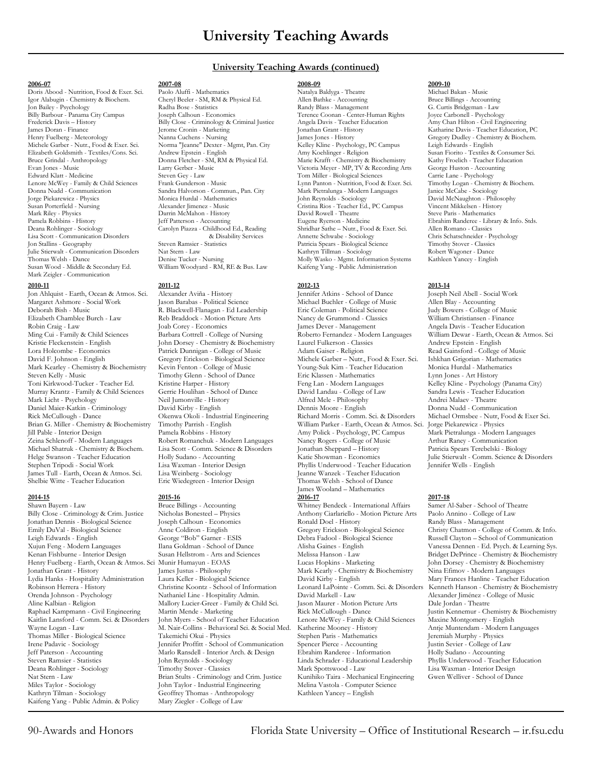# University Teaching Awards

## University Teaching Awards (continued)

### 2006-07

Doris Abood - Nutrition, Food & Exer. Sci.
Igor Alabugin - Chemistry & Biochem.
Jon Bailey - Psychology
Billy Barbour - Panama City Campus
Frederick Davis – History
James Doran - Finance
Henry Fuelberg - Meteorology
Michele Garber - Nutr., Food & Exer. Sci.
Elizabeth Goldsmith - Textiles/Cons. Sci.
Bruce Grindal - Anthropology
Evan Jones - Music
Edward Klatt - Medicine
Lenore McWey - Family & Child Sciences
Donna Nudd - Communication
Jorge Piekarewicz - Physics
Susan Porterfield - Nursing
Mark Riley - Physics
Pamela Robbins - History
Deana Rohlinger - Sociology
Lisa Scott - Communication Disorders
Jon Stallins - Geography
Julie Stierwalt - Communication Disorders
Thomas Welsh - Dance
Susan Wood - Middle & Secondary Ed.
Mark Zeigler - Communication

### 2007-08

Paolo Aluffi - Mathematics
Cheryl Beeler - SM, RM & Physical Ed.
Radha Bose - Statistics
Joseph Calhoun - Economics
Billy Close - Criminology & Criminal Justice
Jerome Cronin - Marketing
Nanna Cuchens - Nursing
Norma "Jeanne" Dexter - Mgmt, Pan. City
Andrew Epstein - English
Donna Fletcher - SM, RM & Physical Ed.
Larry Gerber - Music
Steven Gey - Law
Frank Gunderson - Music
Sandra Halvorson - Commun., Pan. City
Monica Hurdal - Mathematics
Alexander Jimenez - Music
Darrin McMahon - History
Jeff Patterson - Accounting
Carolyn Piazza - Childhood Ed., Reading & Disability Services
Steven Ramsier - Statistics
Nat Stern - Law
Denise Tucker - Nursing
William Woodyard - RM, RE & Bus. Law

### 2008-09

Natalya Baldyga - Theatre
Allen Bathke - Accounting
Randy Blass - Management
Terence Coonan - Center-Human Rights
Angela Davis - Teacher Education
Jonathan Grant - History
James Jones - History
Kelley Kline - Psychology, PC Campus
Amy Koehlinger - Religion
Marie Krafft - Chemistry & Biochemistry
Victoria Meyer - MP, TV & Recording Arts
Tom Miller - Biological Sciences
Lynn Panton - Nutrition, Food & Exer. Sci.
Mark Pietralunga - Modern Languages
John Reynolds - Sociology
Cristina Rios - Teacher Ed., PC Campus
David Rowell - Theatre
Eugene Ryerson - Medicine
Shridhar Sathe – Nutr., Food & Exer. Sci.
Annette Schwabe - Sociology
Patricia Spears - Biological Science
Kathryn Tillman - Sociology
Molly Wasko - Mgmt. Information Systems
Kaifeng Yang - Public Administration

### 2009-10

Michael Bakan - Music
Bruce Billings - Accounting
G. Curtis Bridgeman - Law
Joyce Carbonell - Psychology
Amy Chan Hilton - Civil Engineering
Katharine Davis - Teacher Education, PC
Gregory Dudley - Chemistry & Biochem.
Leigh Edwards - English
Susan Fiorito - Textiles & Consumer Sci.
Kathy Froelich - Teacher Education
George Huston - Accounting
Carrie Lane - Psychology
Timothy Logan - Chemistry & Biochem.
Janice McCabe - Sociology
David McNaughton - Philosophy
Vincent Mikkelsen - History
Steve Paris - Mathematics
Ebrahim Randeree - Library & Info. Stds.
Allen Romano - Classics
Chris Schatschneider - Psychology
Timothy Stover - Classics
Robert Wagoner - Dance
Kathleen Yancey - English

### 2010-11

Jon Ahlquist - Earth, Ocean & Atmos. Sci.
Margaret Ashmore - Social Work
Deborah Bish - Music
Elizabeth Chamblee Burch - Law
Robin Craig - Law
Ming Cui - Family & Child Sciences
Kristie Fleckenstein - English
Lora Holcombe - Economics
David F. Johnson - English
Mark Kearley - Chemistry & Biochemistry
Steven Kelly - Music
Toni Kirkwood-Tucker - Teacher Ed.
Murray Krantz - Family & Child Sciences
Mark Licht - Psychology
Daniel Maier-Katkin - Criminology
Rick McCullough - Dance
Brian G. Miller - Chemistry & Biochemistry
Jill Pable - Interior Design
Zeina Schlenoff - Modern Languages
Michael Shatruk - Chemistry & Biochem.
Helge Swanson - Teacher Education
Stephen Tripodi - Social Work
James Tull - Earth, Ocean & Atmos. Sci.
Shelbie Witte - Teacher Education

### 2011-12

Alexander Aviña - History
Jason Barabas - Political Science
R. Blackwell-Flanagan - Ed Leadership
Reb Braddock - Motion Picture Arts
Joab Corey - Economics
Barbara Cottrell - College of Nursing
John Dorsey - Chemistry & Biochemistry
Patrick Dunnigan - College of Music
Gregory Erickson - Biological Science
Kevin Fenton - College of Music
Timothy Glenn - School of Dance
Kristine Harper - History
Gerrie Houlihan - School of Dance
Neil Jumonville - History
David Kirby - English
Okenwa Okoli - Industrial Engineering
Timothy Parrish - English
Pamela Robbins - History
Robert Romanchuk - Modern Languages
Lisa Scott - Comm. Science & Disorders
Holly Sudano - Accounting
Lisa Waxman - Interior Design
Lisa Weinberg - Sociology
Eric Wiedegreen - Interior Design

### 2012-13

Jennifer Atkins - School of Dance
Michael Buchler - College of Music
Eric Coleman - Political Science
Nancy de Grummond - Classics
James Dever - Management
Roberto Fernandez - Modern Languages
Laurel Fulkerson - Classics
Adam Gaiser - Religion
Michele Garber – Nutr., Food & Exer. Sci.
Young-Suk Kim - Teacher Education
Eric Klassen - Mathematics
Feng Lan - Modern Languages
David Landau - College of Law
Alfred Mele - Philosophy
Dennis Moore - English
Richard Morris - Comm. Sci. & Disorders
William Parker - Earth, Ocean & Atmos. Sci.
Amy Polick - Psychology, PC Campus
Nancy Rogers - College of Music
Jonathan Sheppard – History
Katie Showman - Economics
Phyllis Underwood - Teacher Education
Jeanne Wanzek - Teacher Education
Thomas Welsh - School of Dance
James Wooland – Mathematics

### 2013-14

Joseph Neil Abell - Social Work
Allen Blay - Accounting
Judy Bowers - College of Music
William Christiansen - Finance
Angela Davis - Teacher Education
William Dewar - Earth, Ocean & Atmos. Sci
Andrew Epstein - English
Read Gainsford - College of Music
Ishkhan Grigorian - Mathematics
Monica Hurdal - Mathematics
Lynn Jones - Art History
Kelley Kline - Psychology (Panama City)
Sandra Lewis - Teacher Education
Andrei Malaev - Theatre
Donna Nudd - Communication
Michael Ormsbee - Nutr, Food & Exer Sci.
Jorge Piekarewicz - Physics
Mark Pietralunga - Modern Languages
Arthur Raney - Communication
Patricia Spears Terebelski - Biology
Julie Stierwalt - Comm. Science & Disorders
Jennifer Wells - English

### 2014-15

Shawn Bayern - Law
Billy Close - Criminology & Crim. Justice
Jonathan Dennis - Biological Science
Emily DuVal - Biological Science
Leigh Edwards - English
Xujun Feng - Modern Languages
Kenan Fishburne - Interior Design
Henry Fuelberg - Earth, Ocean & Atmos. Sci
Jonathan Grant - History
Lydia Hanks - Hospitality Administration
Robinson Herrera - History
Orenda Johnson - Psychology
Aline Kalbian - Religion
Raphael Kampmann - Civil Engineering
Kaitlin Lansford - Comm. Sci. & Disorders
Wayne Logan - Law
Thomas Miller - Biological Science
Irene Padavic - Sociology
Jeff Paterson - Accounting
Steven Ramsier - Statistics
Deana Rohlinger - Sociology
Nat Stern - Law
Miles Taylor - Sociology
Kathryn Tilman - Sociology
Kaifeng Yang - Public Admin. & Policy

### 2015-16

Bruce Billings - Accounting
Nicholas Bonesteel – Physics
Joseph Calhoun - Economics
Anne Coldiron - English
George "Bob" Garner - ESIS
Ilana Goldman - School of Dance
Susan Hellstrom - Arts and Sciences
Munir Humayun - EOAS
James Justus - Philosophy
Laura Keller - Biological Science
Christine Koontz - School of Information
Nathaniel Line - Hospitality Admin.
Mallory Lucier-Greer - Family & Child Sci.
Martin Mende - Marketing
John Myers - School of Teacher Education
M. Nair-Collins - Behavioral Sci. & Social Med.
Takemichi Okui - Physics
Jennifer Proffitt - School of Communication
Marlo Ransdell - Interior Arch. & Design
John Reynolds - Sociology
Timothy Stover - Classics
Brian Stults - Criminology and Crim. Justice
John Taylor - Industrial Engineering
Geoffrey Thomas - Anthropology
Mary Ziegler - College of Law

### 2016-17

Whitney Bendeck - International Affairs
Anthony Ciarlariello - Motion Picture Arts
Ronald Doel - History
Gregory Erickson - Biological Science
Debra Fadool - Biological Science
Alisha Gaines - English
Melissa Hanson - Law
Lucas Hopkins - Marketing
Mark Kearly - Chemistry & Biochemistry
David Kirby - English
Leonard LaPointe - Comm. Sci. & Disorders
David Markell - Law
Jason Maurer - Motion Picture Arts
Rick McCullough - Dance
Lenore McWey - Family & Child Sciences
Katherine Mooney - History
Stephen Paris - Mathematics
Spencer Pierce - Accounting
Ebrahim Randeree - Information
Linda Schrader - Educational Leadership
Mark Spottswood - Law
Kunihiko Taira - Mechanical Engineering
Melina Vastola - Computer Science
Kathleen Yancey – English

### 2017-18

Samer Al-Saber - School of Theatre
Paolo Annino - College of Law
Randy Blass - Management
Christy Chatmon - College of Comm. & Info.
Russell Clayton – School of Communication
Vanessa Dennen - Ed. Psych. & Learning Sys.
Bridget DePrince - Chemistry & Biochemistry
John Dorsey - Chemistry & Biochemistry
Nina Efimov - Modern Languages
Mary Frances Hanline - Teacher Education
Kenneth Hanson - Chemistry & Biochemistry
Alexander Jiménez - College of Music
Dale Jordan - Theatre
Justin Kennemur - Chemistry & Biochemistry
Maxine Montgomery - English
Antje Muntendam - Modern Languages
Jeremiah Murphy - Physics
Justin Sevier - College of Law
Holly Sudano - Accounting
Phyllis Underwood - Teacher Education
Lisa Waxman - Interior Design
Gwen Welliver - School of Dance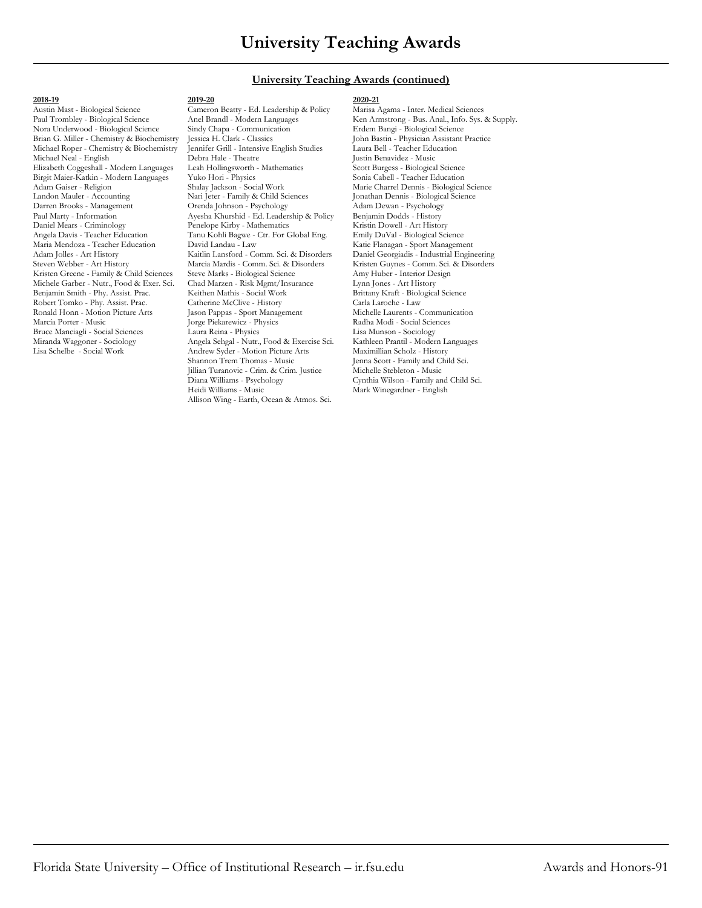# University Teaching Awards

## University Teaching Awards (continued)

**2018-19**

Austin Mast - Biological Science
Paul Trombley - Biological Science
Nora Underwood - Biological Science
Brian G. Miller - Chemistry & Biochemistry
Michael Roper - Chemistry & Biochemistry
Michael Neal - English
Elizabeth Coggeshall - Modern Languages
Birgit Maier-Katkin - Modern Languages
Adam Gaiser - Religion
Landon Mauler - Accounting
Darren Brooks - Management
Paul Marty - Information
Daniel Mears - Criminology
Angela Davis - Teacher Education
Maria Mendoza - Teacher Education
Adam Jolles - Art History
Steven Webber - Art History
Kristen Greene - Family & Child Sciences
Michele Garber - Nutr., Food & Exer. Sci.
Benjamin Smith - Phy. Assist. Prac.
Robert Tomko - Phy. Assist. Prac.
Ronald Honn - Motion Picture Arts
Marcía Porter - Music
Bruce Manciagli - Social Sciences
Miranda Waggoner - Sociology
Lisa Schelbe - Social Work

**2019-20**

Cameron Beatty - Ed. Leadership & Policy
Anel Brandl - Modern Languages
Sindy Chapa - Communication
Jessica H. Clark - Classics
Jennifer Grill - Intensive English Studies
Debra Hale - Theatre
Leah Hollingsworth - Mathematics
Yuko Hori - Physics
Shalay Jackson - Social Work
Nari Jeter - Family & Child Sciences
Orenda Johnson - Psychology
Ayesha Khurshid - Ed. Leadership & Policy
Penelope Kirby - Mathematics
Tanu Kohli Bagwe - Ctr. For Global Eng.
David Landau - Law
Kaitlin Lansford - Comm. Sci. & Disorders
Marcia Mardis - Comm. Sci. & Disorders
Steve Marks - Biological Science
Chad Marzen - Risk Mgmt/Insurance
Keithen Mathis - Social Work
Catherine McClive - History
Jason Pappas - Sport Management
Jorge Piekarewicz - Physics
Laura Reina - Physics
Angela Sehgal - Nutr., Food & Exercise Sci.
Andrew Syder - Motion Picture Arts
Shannon Trem Thomas - Music
Jillian Turanovic - Crim. & Crim. Justice
Diana Williams - Psychology
Heidi Williams - Music
Allison Wing - Earth, Ocean & Atmos. Sci.

**2020-21**

Marisa Agama - Inter. Medical Sciences
Ken Armstrong - Bus. Anal., Info. Sys. & Supply.
Erdem Bangi - Biological Science
John Bastin - Physician Assistant Practice
Laura Bell - Teacher Education
Justin Benavidez - Music
Scott Burgess - Biological Science
Sonia Cabell - Teacher Education
Marie Charrel Dennis - Biological Science
Jonathan Dennis - Biological Science
Adam Dewan - Psychology
Benjamin Dodds - History
Kristin Dowell - Art History
Emily DuVal - Biological Science
Katie Flanagan - Sport Management
Daniel Georgiadis - Industrial Engineering
Kristen Guynes - Comm. Sci. & Disorders
Amy Huber - Interior Design
Lynn Jones - Art History
Brittany Kraft - Biological Science
Carla Laroche - Law
Michelle Laurents - Communication
Radha Modi - Social Sciences
Lisa Munson - Sociology
Kathleen Prantil - Modern Languages
Maximillian Scholz - History
Jenna Scott - Family and Child Sci.
Michelle Stebleton - Music
Cynthia Wilson - Family and Child Sci.
Mark Winegardner - English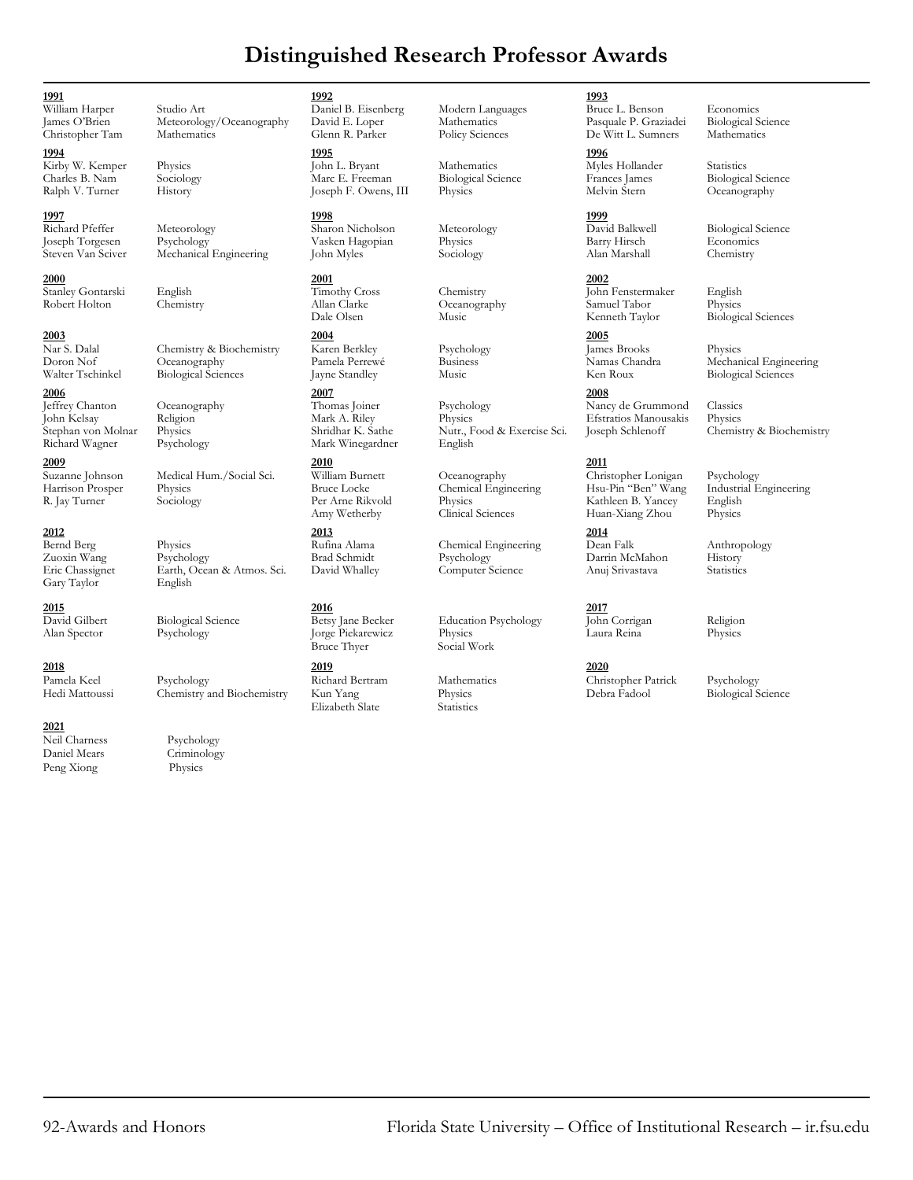# Distinguished Research Professor Awards

**1991**
William Harper — Studio Art
James O'Brien — Meteorology/Oceanography
Christopher Tam — Mathematics

**1992**
Daniel B. Eisenberg — Modern Languages
David E. Loper — Mathematics
Glenn R. Parker — Policy Sciences

**1993**
Bruce L. Benson — Economics
Pasquale P. Graziadei — Biological Science
De Witt L. Sumners — Mathematics

**1994**
Kirby W. Kemper — Physics
Charles B. Nam — Sociology
Ralph V. Turner — History

**1995**
John L. Bryant — Mathematics
Marc E. Freeman — Biological Science
Joseph F. Owens, III — Physics

**1996**
Myles Hollander — Statistics
Frances James — Biological Science
Melvin Stern — Oceanography

**1997**
Richard Pfeffer — Meteorology
Joseph Torgesen — Psychology
Steven Van Sciver — Mechanical Engineering

**1998**
Sharon Nicholson — Meteorology
Vasken Hagopian — Physics
John Myles — Sociology

**1999**
David Balkwell — Biological Science
Barry Hirsch — Economics
Alan Marshall — Chemistry

**2000**
Stanley Gontarski — English
Robert Holton — Chemistry

**2001**
Timothy Cross — Chemistry
Allan Clarke — Oceanography
Dale Olsen — Music

**2002**
John Fenstermaker — English
Samuel Tabor — Physics
Kenneth Taylor — Biological Sciences

**2003**
Nar S. Dalal — Chemistry & Biochemistry
Doron Nof — Oceanography
Walter Tschinkel — Biological Sciences

**2004**
Karen Berkley — Psychology
Pamela Perrewé — Business
Jayne Standley — Music

**2005**
James Brooks — Physics
Namas Chandra — Mechanical Engineering
Ken Roux — Biological Sciences

**2006**
Jeffrey Chanton — Oceanography
John Kelsay — Religion
Stephan von Molnar — Physics
Richard Wagner — Psychology

**2007**
Thomas Joiner — Psychology
Mark A. Riley — Physics
Shridhar K. Sathe — Nutr., Food & Exercise Sci.
Mark Winegardner — English

**2008**
Nancy de Grummond — Classics
Efstratios Manousakis — Physics
Joseph Schlenoff — Chemistry & Biochemistry

**2009**
Suzanne Johnson — Medical Hum./Social Sci.
Harrison Prosper — Physics
R. Jay Turner — Sociology

**2010**
William Burnett — Oceanography
Bruce Locke — Chemical Engineering
Per Arne Rikvold — Physics
Amy Wetherby — Clinical Sciences

**2011**
Christopher Lonigan — Psychology
Hsu-Pin "Ben" Wang — Industrial Engineering
Kathleen B. Yancey — English
Huan-Xiang Zhou — Physics

**2012**
Bernd Berg — Physics
Zuoxin Wang — Psychology
Eric Chassignet — Earth, Ocean & Atmos. Sci.
Gary Taylor — English

**2013**
Rufina Alama — Chemical Engineering
Brad Schmidt — Psychology
David Whalley — Computer Science

**2014**
Dean Falk — Anthropology
Darrin McMahon — History
Anuj Srivastava — Statistics

**2015**
David Gilbert — Biological Science
Alan Spector — Psychology

**2016**
Betsy Jane Becker — Education Psychology
Jorge Piekarewicz — Physics
Bruce Thyer — Social Work

**2017**
John Corrigan — Religion
Laura Reina — Physics

**2018**
Pamela Keel — Psychology
Hedi Mattoussi — Chemistry and Biochemistry

**2019**
Richard Bertram — Mathematics
Kun Yang — Physics
Elizabeth Slate — Statistics

**2020**
Christopher Patrick — Psychology
Debra Fadool — Biological Science

**2021**
Neil Charness — Psychology
Daniel Mears — Criminology
Peng Xiong — Physics